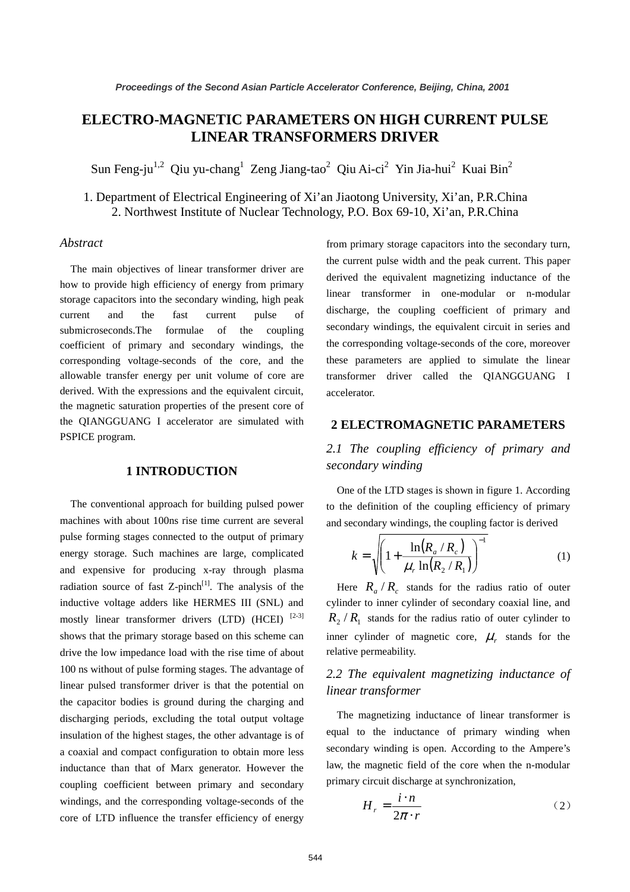# ELECTRO-MAGNETIC PARAMETERS ON HIGH CURRENT PULSE LINEAR TRANSFORMERS DRIVER

Sun Feng-ju[1,2] Qiu yu-chang[1] Zeng Jiang-tao[2] Qiu Ai-ci[2] Yin Jia-hui[2] Kuai Bin[2]

1. Department of Electrical Engineering of Xi'an Jiaotong University, Xi'an, P.R.China
2. Northwest Institute of Nuclear Technology, P.O. Box 69-10, Xi'an, P.R.China

*Abstract*

The main objectives of linear transformer driver are how to provide high efficiency of energy from primary storage capacitors into the secondary winding, high peak current and the fast current pulse of submicroseconds.The formulae of the coupling coefficient of primary and secondary windings, the corresponding voltage-seconds of the core, and the allowable transfer energy per unit volume of core are derived. With the expressions and the equivalent circuit, the magnetic saturation properties of the present core of the QIANGGUANG I accelerator are simulated with PSPICE program.

## 1 INTRODUCTION

The conventional approach for building pulsed power machines with about 100ns rise time current are several pulse forming stages connected to the output of primary energy storage. Such machines are large, complicated and expensive for producing x-ray through plasma radiation source of fast Z-pinch[1]. The analysis of the inductive voltage adders like HERMES III (SNL) and mostly linear transformer drivers (LTD) (HCEI) [2-3] shows that the primary storage based on this scheme can drive the low impedance load with the rise time of about 100 ns without of pulse forming stages. The advantage of linear pulsed transformer driver is that the potential on the capacitor bodies is ground during the charging and discharging periods, excluding the total output voltage insulation of the highest stages, the other advantage is of a coaxial and compact configuration to obtain more less inductance than that of Marx generator. However the coupling coefficient between primary and secondary windings, and the corresponding voltage-seconds of the core of LTD influence the transfer efficiency of energy from primary storage capacitors into the secondary turn, the current pulse width and the peak current. This paper derived the equivalent magnetizing inductance of the linear transformer in one-modular or n-modular discharge, the coupling coefficient of primary and secondary windings, the equivalent circuit in series and the corresponding voltage-seconds of the core, moreover these parameters are applied to simulate the linear transformer driver called the QIANGGUANG I accelerator.

## 2 ELECTROMAGNETIC PARAMETERS

### *2.1 The coupling efficiency of primary and secondary winding*

One of the LTD stages is shown in figure 1. According to the definition of the coupling efficiency of primary and secondary windings, the coupling factor is derived

$$k = \sqrt{\left(1 + \frac{\ln(R_a / R_c)}{\mu_r \ln(R_2 / R_1)}\right)^{-1}} \tag{1}$$

Here $R_a / R_c$ stands for the radius ratio of outer cylinder to inner cylinder of secondary coaxial line, and $R_2 / R_1$ stands for the radius ratio of outer cylinder to inner cylinder of magnetic core, $\mu_r$ stands for the relative permeability.

### *2.2 The equivalent magnetizing inductance of linear transformer*

The magnetizing inductance of linear transformer is equal to the inductance of primary winding when secondary winding is open. According to the Ampere's law, the magnetic field of the core when the n-modular primary circuit discharge at synchronization,

$$H_r = \frac{i \cdot n}{2\pi \cdot r} \tag{2}$$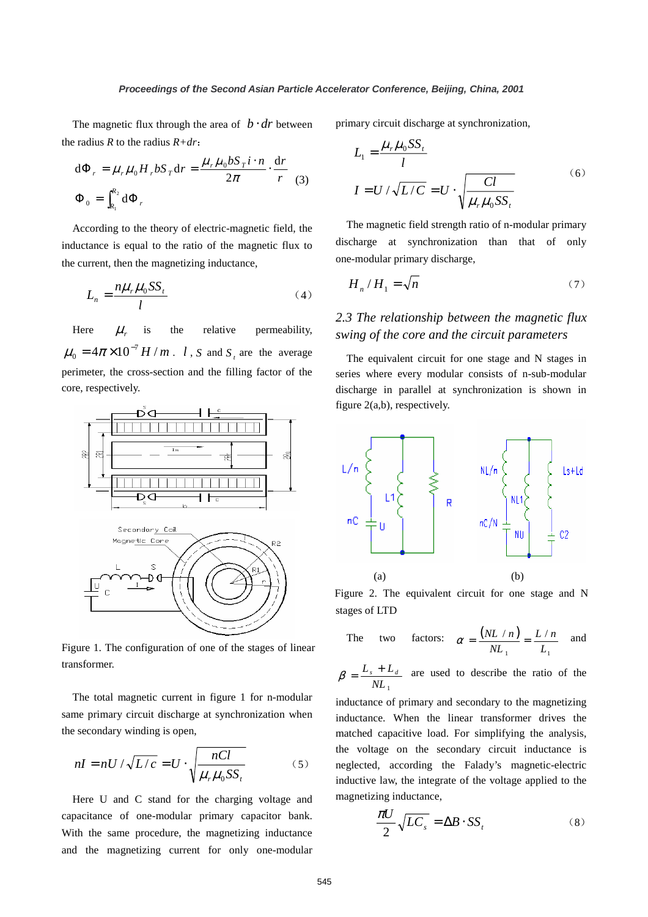The magnetic flux through the area of $b \cdot dr$ between the radius $R$ to the radius $R+dr$:

$$\mathrm{d}\Phi_r = \mu_r \mu_0 H_r b S_T \mathrm{d}r = \frac{\mu_r \mu_0 b S_T i \cdot n}{2\pi} \cdot \frac{\mathrm{d}r}{r} \quad (3)$$

$$\Phi_0 = \int_{R_1}^{R_2} \mathrm{d}\Phi_r$$

According to the theory of electric-magnetic field, the inductance is equal to the ratio of the magnetic flux to the current, then the magnetizing inductance,

$$L_n = \frac{n\mu_r \mu_0 S S_t}{l} \quad (4)$$

Here $\mu_r$ is the relative permeability, $\mu_0 = 4\pi \times 10^{-7} H/m$. $l$, $S$ and $S_t$ are the average perimeter, the cross-section and the filling factor of the core, respectively.

Figure 1. The configuration of one of the stages of linear transformer.

The total magnetic current in figure 1 for n-modular same primary circuit discharge at synchronization when the secondary winding is open,

$$nI = nU / \sqrt{L/c} = U \cdot \sqrt{\frac{nCl}{\mu_r \mu_0 S S_t}} \quad (5)$$

Here U and C stand for the charging voltage and capacitance of one-modular primary capacitor bank. With the same procedure, the magnetizing inductance and the magnetizing current for only one-modular primary circuit discharge at synchronization,

$$L_1 = \frac{\mu_r \mu_0 S S_t}{l}$$

$$I = U / \sqrt{L/C} = U \cdot \sqrt{\frac{Cl}{\mu_r \mu_0 S S_t}} \quad (6)$$

The magnetic field strength ratio of n-modular primary discharge at synchronization than that of only one-modular primary discharge,

$$H_n / H_1 = \sqrt{n} \quad (7)$$

### *2.3 The relationship between the magnetic flux swing of the core and the circuit parameters*

The equivalent circuit for one stage and N stages in series where every modular consists of n-sub-modular discharge in parallel at synchronization is shown in figure 2(a,b), respectively.

Figure 2. The equivalent circuit for one stage and N stages of LTD

The two factors: $\alpha = \frac{(NL/n)}{NL_1} = \frac{L/n}{L_1}$ and $\beta = \frac{L_s + L_d}{NL_1}$ are used to describe the ratio of the inductance of primary and secondary to the magnetizing inductance. When the linear transformer drives the matched capacitive load. For simplifying the analysis, the voltage on the secondary circuit inductance is neglected, according the Falady's magnetic-electric inductive law, the integrate of the voltage applied to the magnetizing inductance,

$$\frac{\pi U}{2} \sqrt{LC_s} = \Delta B \cdot S S_t \quad (8)$$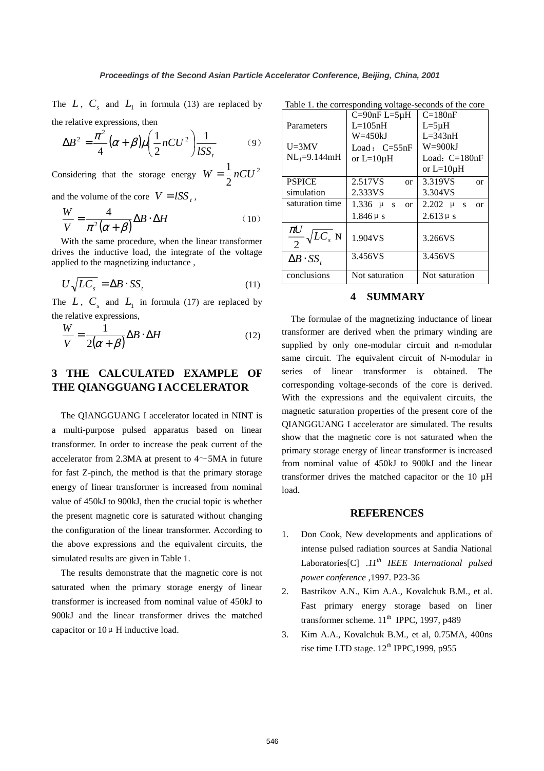The $L$, $C_s$ and $L_1$ in formula (13) are replaced by the relative expressions, then

$$\Delta B^2 = \frac{\pi^2}{4}(\alpha+\beta)\mu\left(\frac{1}{2}nCU^2\right)\frac{1}{lSS_t} \qquad (9)$$

Considering that the storage energy $W = \frac{1}{2}nCU^2$ and the volume of the core $V = lSS_t$,

$$\frac{W}{V} = \frac{4}{\pi^2(\alpha+\beta)}\Delta B \cdot \Delta H \qquad (10)$$

With the same procedure, when the linear transformer drives the inductive load, the integrate of the voltage applied to the magnetizing inductance ,

$$U\sqrt{LC_s} = \Delta B \cdot SS_t \qquad (11)$$

The $L$, $C_s$ and $L_1$ in formula (17) are replaced by the relative expressions,

$$\frac{W}{V} = \frac{1}{2(\alpha+\beta)}\Delta B \cdot \Delta H \qquad (12)$$

## 3 THE CALCULATED EXAMPLE OF THE QIANGGUANG I ACCELERATOR

The QIANGGUANG I accelerator located in NINT is a multi-purpose pulsed apparatus based on linear transformer. In order to increase the peak current of the accelerator from 2.3MA at present to 4～5MA in future for fast Z-pinch, the method is that the primary storage energy of linear transformer is increased from nominal value of 450kJ to 900kJ, then the crucial topic is whether the present magnetic core is saturated without changing the configuration of the linear transformer. According to the above expressions and the equivalent circuits, the simulated results are given in Table 1.

The results demonstrate that the magnetic core is not saturated when the primary storage energy of linear transformer is increased from nominal value of 450kJ to 900kJ and the linear transformer drives the matched capacitor or 10μH inductive load.

Table 1. the corresponding voltage-seconds of the core

| | | |
|---|---|---|
| Parameters<br>U=3MV<br>$NL_1$=9.144mH | C=90nF L=5μH<br>L=105nH<br>W=450kJ<br>Load：C=55nF or L=10μH | C=180nF<br>L=5μH<br>L=343nH<br>W=900kJ<br>Load：C=180nF or L=10μH |
| PSPICE simulation | 2.517VS or 2.333VS | 3.319VS or 3.304VS |
| saturation time | 1.336 μs or 1.846μs | 2.202 μs or 2.613μs |
| $\frac{\pi U}{2}\sqrt{LC_s}$ N | 1.904VS | 3.266VS |
| $\Delta B \cdot SS_t$ | 3.456VS | 3.456VS |
| conclusions | Not saturation | Not saturation |

## 4 SUMMARY

The formulae of the magnetizing inductance of linear transformer are derived when the primary winding are supplied by only one-modular circuit and n-modular same circuit. The equivalent circuit of N-modular in series of linear transformer is obtained. The corresponding voltage-seconds of the core is derived. With the expressions and the equivalent circuits, the magnetic saturation properties of the present core of the QIANGGUANG I accelerator are simulated. The results show that the magnetic core is not saturated when the primary storage energy of linear transformer is increased from nominal value of 450kJ to 900kJ and the linear transformer drives the matched capacitor or the 10 μH load.

## REFERENCES

1. Don Cook, New developments and applications of intense pulsed radiation sources at Sandia National Laboratories[C] .*11th IEEE International pulsed power conference* ,1997. P23-36
2. Bastrikov A.N., Kim A.A., Kovalchuk B.M., et al. Fast primary energy storage based on liner transformer scheme. 11th IPPC, 1997, p489
3. Kim A.A., Kovalchuk B.M., et al, 0.75MA, 400ns rise time LTD stage. 12th IPPC,1999, p955